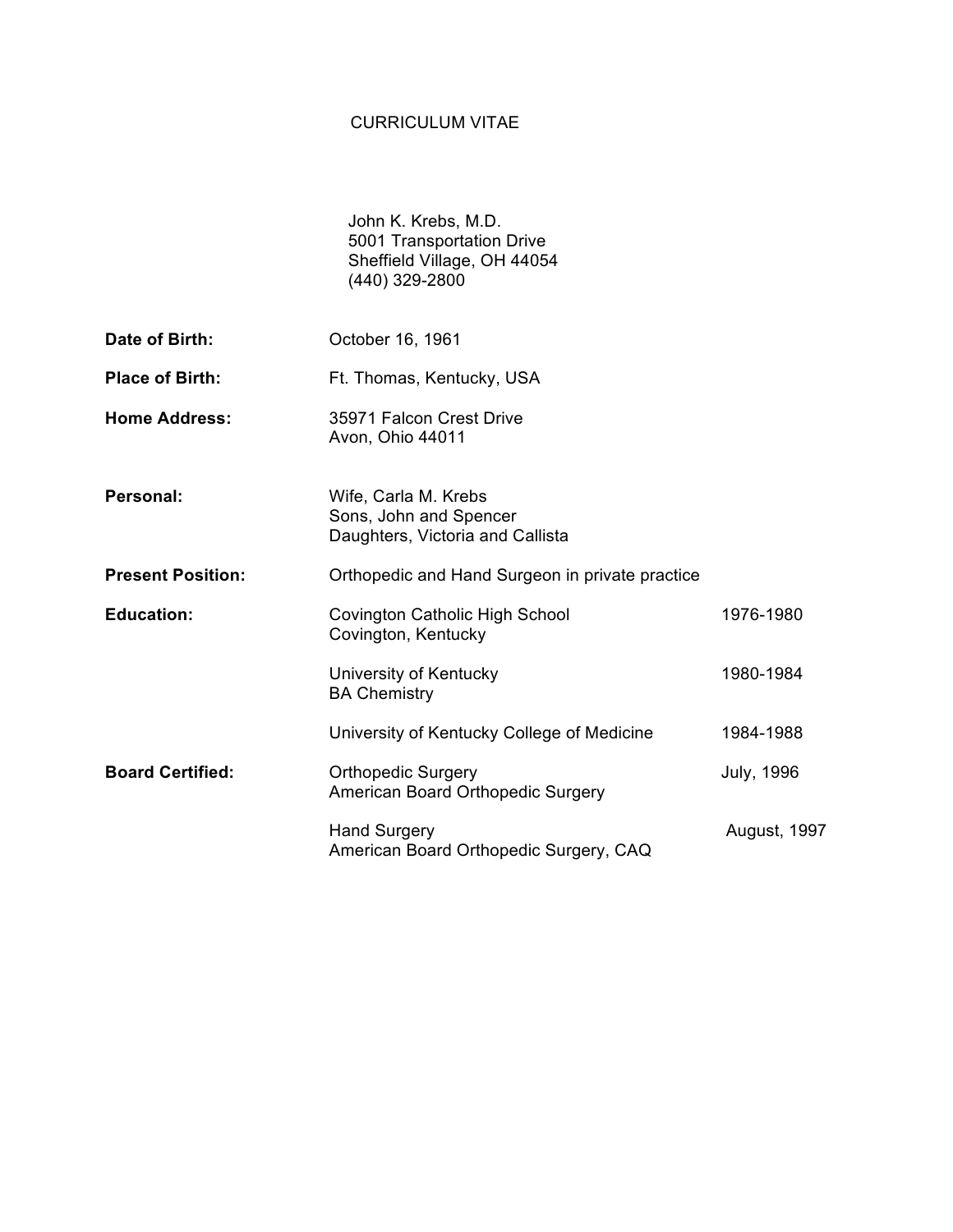# CURRICULUM VITAE

John K. Krebs, M.D.
5001 Transportation Drive
Sheffield Village, OH 44054
(440) 329-2800

**Date of Birth:** October 16, 1961

**Place of Birth:** Ft. Thomas, Kentucky, USA

**Home Address:** 35971 Falcon Crest Drive
Avon, Ohio 44011

**Personal:** Wife, Carla M. Krebs
Sons, John and Spencer
Daughters, Victoria and Callista

**Present Position:** Orthopedic and Hand Surgeon in private practice

**Education:**

| | |
|---|---|
| Covington Catholic High School<br>Covington, Kentucky | 1976-1980 |
| University of Kentucky<br>BA Chemistry | 1980-1984 |
| University of Kentucky College of Medicine | 1984-1988 |

**Board Certified:**

| | |
|---|---|
| Orthopedic Surgery<br>American Board Orthopedic Surgery | July, 1996 |
| Hand Surgery<br>American Board Orthopedic Surgery, CAQ | August, 1997 |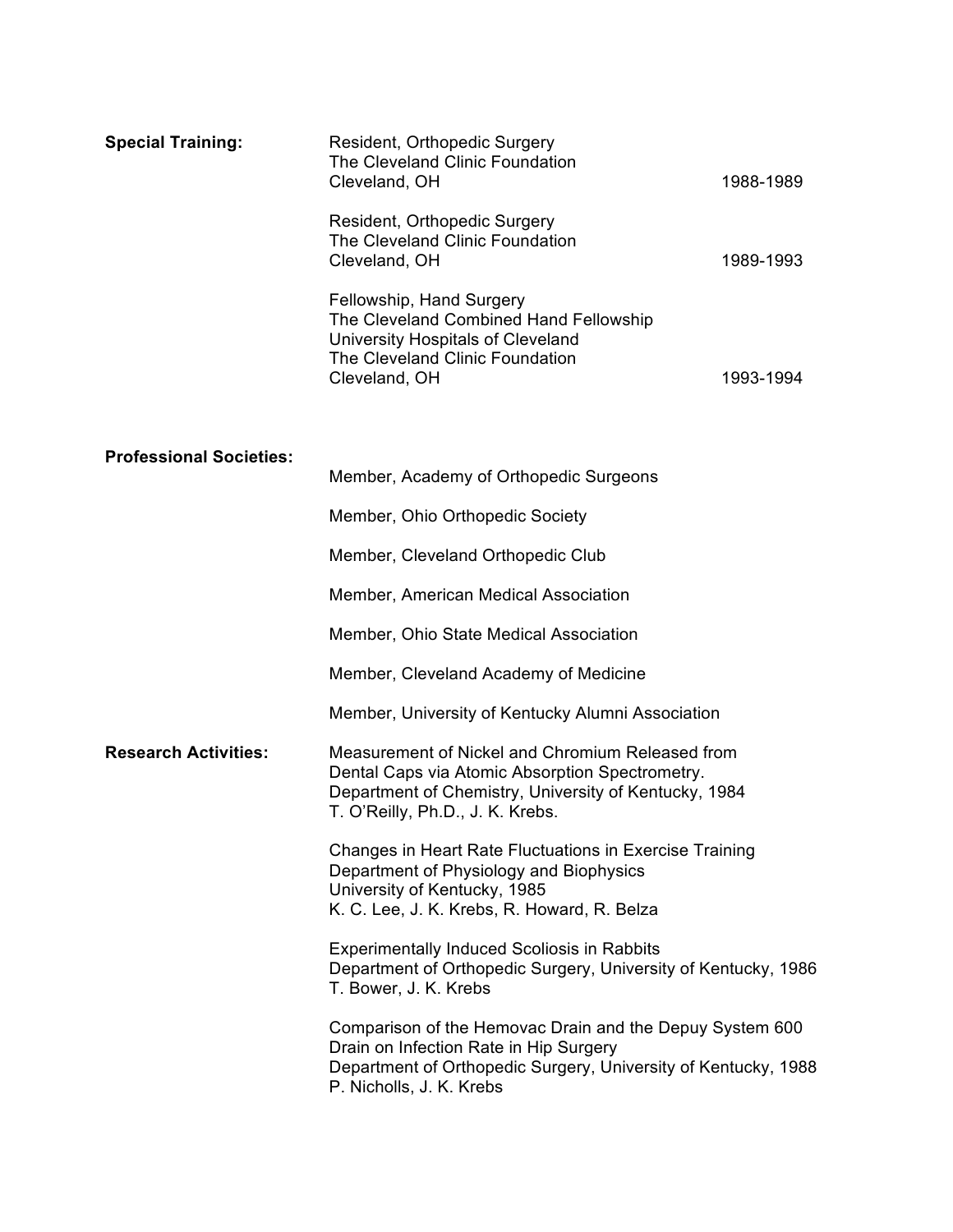**Special Training:**

Resident, Orthopedic Surgery
The Cleveland Clinic Foundation
Cleveland, OH — 1988-1989

Resident, Orthopedic Surgery
The Cleveland Clinic Foundation
Cleveland, OH — 1989-1993

Fellowship, Hand Surgery
The Cleveland Combined Hand Fellowship
University Hospitals of Cleveland
The Cleveland Clinic Foundation
Cleveland, OH — 1993-1994

**Professional Societies:**

Member, Academy of Orthopedic Surgeons

Member, Ohio Orthopedic Society

Member, Cleveland Orthopedic Club

Member, American Medical Association

Member, Ohio State Medical Association

Member, Cleveland Academy of Medicine

Member, University of Kentucky Alumni Association

**Research Activities:**

Measurement of Nickel and Chromium Released from
Dental Caps via Atomic Absorption Spectrometry.
Department of Chemistry, University of Kentucky, 1984
T. O'Reilly, Ph.D., J. K. Krebs.

Changes in Heart Rate Fluctuations in Exercise Training
Department of Physiology and Biophysics
University of Kentucky, 1985
K. C. Lee, J. K. Krebs, R. Howard, R. Belza

Experimentally Induced Scoliosis in Rabbits
Department of Orthopedic Surgery, University of Kentucky, 1986
T. Bower, J. K. Krebs

Comparison of the Hemovac Drain and the Depuy System 600
Drain on Infection Rate in Hip Surgery
Department of Orthopedic Surgery, University of Kentucky, 1988
P. Nicholls, J. K. Krebs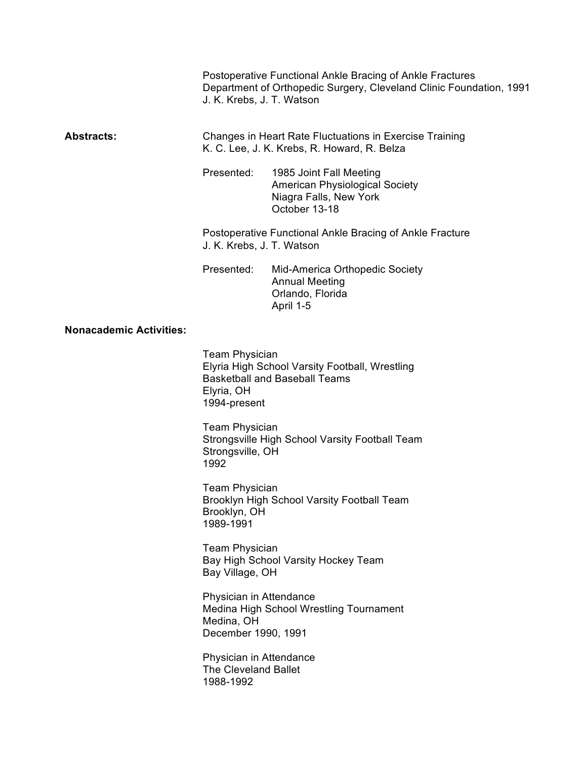Postoperative Functional Ankle Bracing of Ankle Fractures
Department of Orthopedic Surgery, Cleveland Clinic Foundation, 1991
J. K. Krebs, J. T. Watson

**Abstracts:**

Changes in Heart Rate Fluctuations in Exercise Training
K. C. Lee, J. K. Krebs, R. Howard, R. Belza

Presented: 1985 Joint Fall Meeting
American Physiological Society
Niagra Falls, New York
October 13-18

Postoperative Functional Ankle Bracing of Ankle Fracture
J. K. Krebs, J. T. Watson

Presented: Mid-America Orthopedic Society
Annual Meeting
Orlando, Florida
April 1-5

**Nonacademic Activities:**

Team Physician
Elyria High School Varsity Football, Wrestling
Basketball and Baseball Teams
Elyria, OH
1994-present

Team Physician
Strongsville High School Varsity Football Team
Strongsville, OH
1992

Team Physician
Brooklyn High School Varsity Football Team
Brooklyn, OH
1989-1991

Team Physician
Bay High School Varsity Hockey Team
Bay Village, OH

Physician in Attendance
Medina High School Wrestling Tournament
Medina, OH
December 1990, 1991

Physician in Attendance
The Cleveland Ballet
1988-1992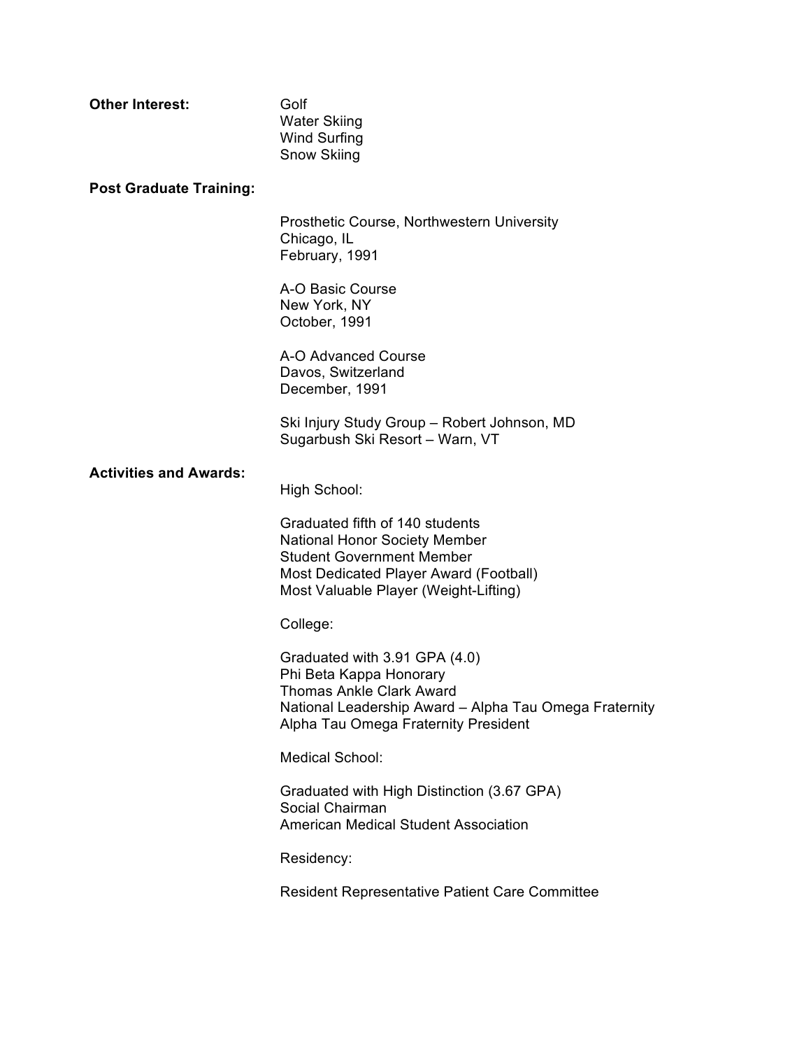**Other Interest:**

Golf
Water Skiing
Wind Surfing
Snow Skiing

**Post Graduate Training:**

Prosthetic Course, Northwestern University
Chicago, IL
February, 1991

A-O Basic Course
New York, NY
October, 1991

A-O Advanced Course
Davos, Switzerland
December, 1991

Ski Injury Study Group – Robert Johnson, MD
Sugarbush Ski Resort – Warn, VT

**Activities and Awards:**

High School:

Graduated fifth of 140 students
National Honor Society Member
Student Government Member
Most Dedicated Player Award (Football)
Most Valuable Player (Weight-Lifting)

College:

Graduated with 3.91 GPA (4.0)
Phi Beta Kappa Honorary
Thomas Ankle Clark Award
National Leadership Award – Alpha Tau Omega Fraternity
Alpha Tau Omega Fraternity President

Medical School:

Graduated with High Distinction (3.67 GPA)
Social Chairman
American Medical Student Association

Residency:

Resident Representative Patient Care Committee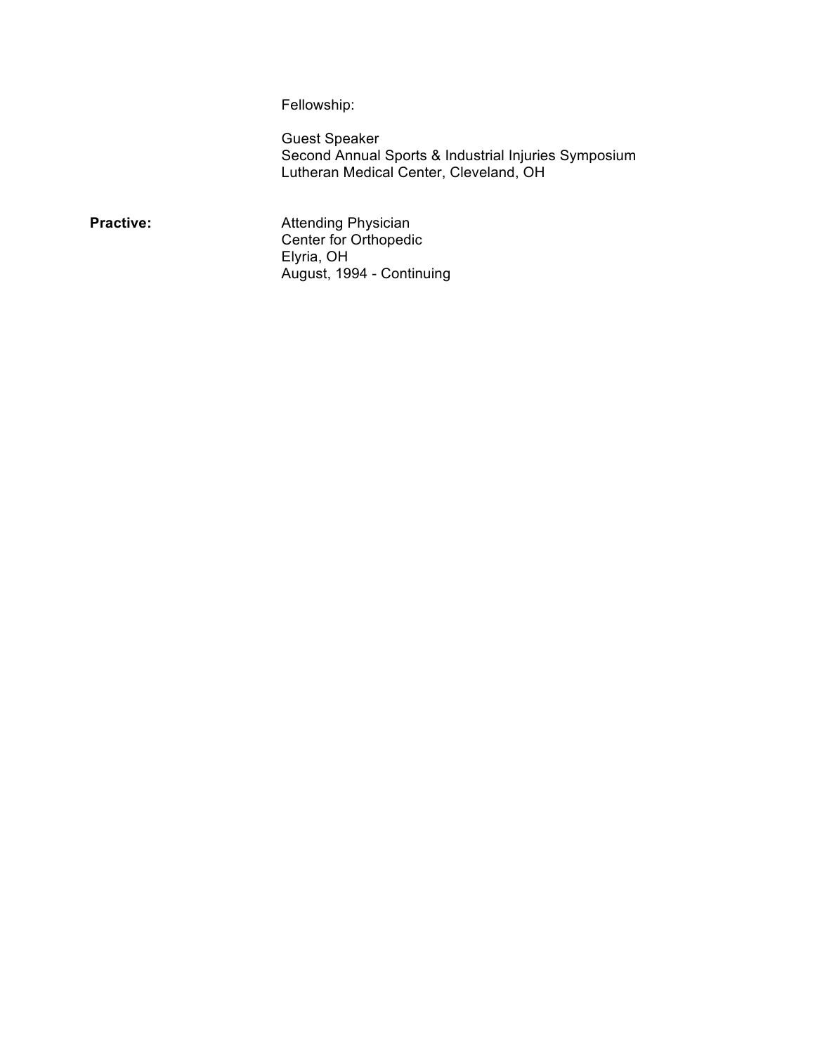Fellowship:

Guest Speaker
Second Annual Sports & Industrial Injuries Symposium
Lutheran Medical Center, Cleveland, OH

**Practive:**

Attending Physician
Center for Orthopedic
Elyria, OH
August, 1994 - Continuing